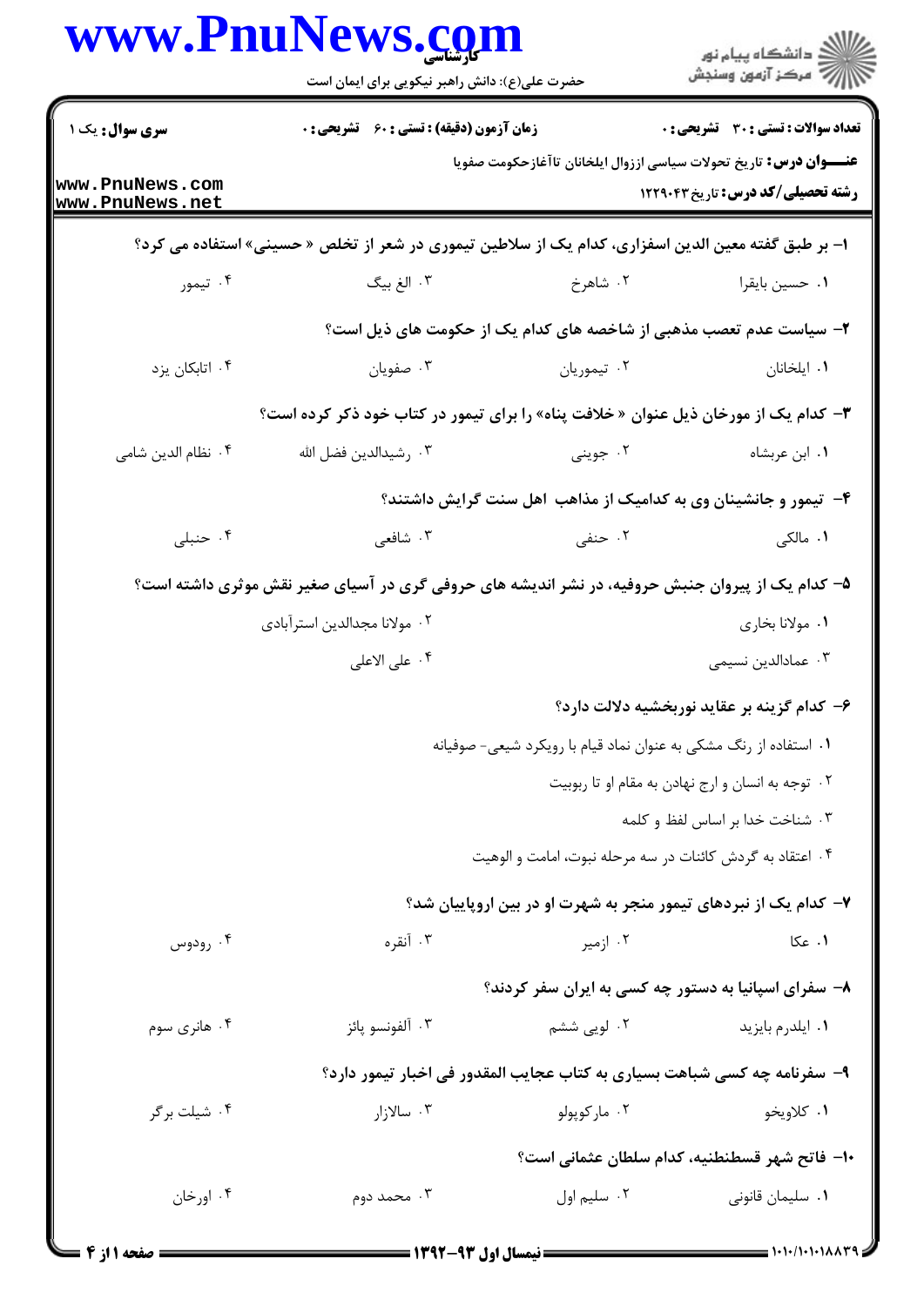**سری سوال:** یک ۱

**زمان آزمون (دقیقه) : تستی : ۶۰ تشریحی : ۰**

**تعداد سوالات : تستی : ۳۰ تشریحی : ۰**

**عنـــوان درس:** تاریخ تحولات سیاسی ازززوال ایلخانان تاآغازحکومت صفویا

**رشته تحصیلی/کد درس:** تاریخ ۱۲۲۹۰۴۳

۱- بر طبق گفته معین الدین اسفزاری، کدام یک از سلاطین تیموری در شعر از تخلص « حسینی» استفاده می کرد؟

۱. حسین بایقرا
۲. شاهرخ
۳. الغ بیگ
۴. تیمور

۲- سیاست عدم تعصب مذهبی از شاخصه های کدام یک از حکومت های ذیل است؟

۱. ایلخانان
۲. تیموریان
۳. صفویان
۴. اتابکان یزد

۳- کدام یک از مورخان ذیل عنوان « خلافت پناه» را برای تیمور در کتاب خود ذکر کرده است؟

۱. ابن عربشاه
۲. جوینی
۳. رشیدالدین فضل الله
۴. نظام الدین شامی

۴- تیمور و جانشینان وی به کدامیک از مذاهب اهل سنت گرایش داشتند؟

۱. مالکی
۲. حنفی
۳. شافعی
۴. حنبلی

۵- کدام یک از پیروان جنبش حروفیه، در نشر اندیشه های حروفی گری در آسیای صغیر نقش موثری داشته است؟

۱. مولانا بخاری
۲. مولانا مجدالدین استرآبادی
۳. عمادالدین نسیمی
۴. علی الاعلی

۶- کدام گزینه بر عقاید نوربخشیه دلالت دارد؟

۱. استفاده از رنگ مشکی به عنوان نماد قیام با رویکرد شیعی- صوفیانه
۲. توجه به انسان و ارج نهادن به مقام او تا ربوبیت
۳. شناخت خدا بر اساس لفظ و کلمه
۴. اعتقاد به گردش کائنات در سه مرحله نبوت، امامت و الوهیت

۷- کدام یک از نبردهای تیمور منجر به شهرت او در بین اروپاییان شد؟

۱. عکا
۲. ازمیر
۳. آنقره
۴. رودوس

۸- سفرای اسپانیا به دستور چه کسی به ایران سفر کردند؟

۱. ایلدرم بایزید
۲. لویی ششم
۳. آلفونسو پائز
۴. هانری سوم

۹- سفرنامه چه کسی شباهت بسیاری به کتاب عجایب المقدور فی اخبار تیمور دارد؟

۱. کلاویخو
۲. مارکوپولو
۳. سالازار
۴. شیلت برگر

۱۰- فاتح شهر قسطنطنیه، کدام سلطان عثمانی است؟

۱. سلیمان قانونی
۲. سلیم اول
۳. محمد دوم
۴. اورخان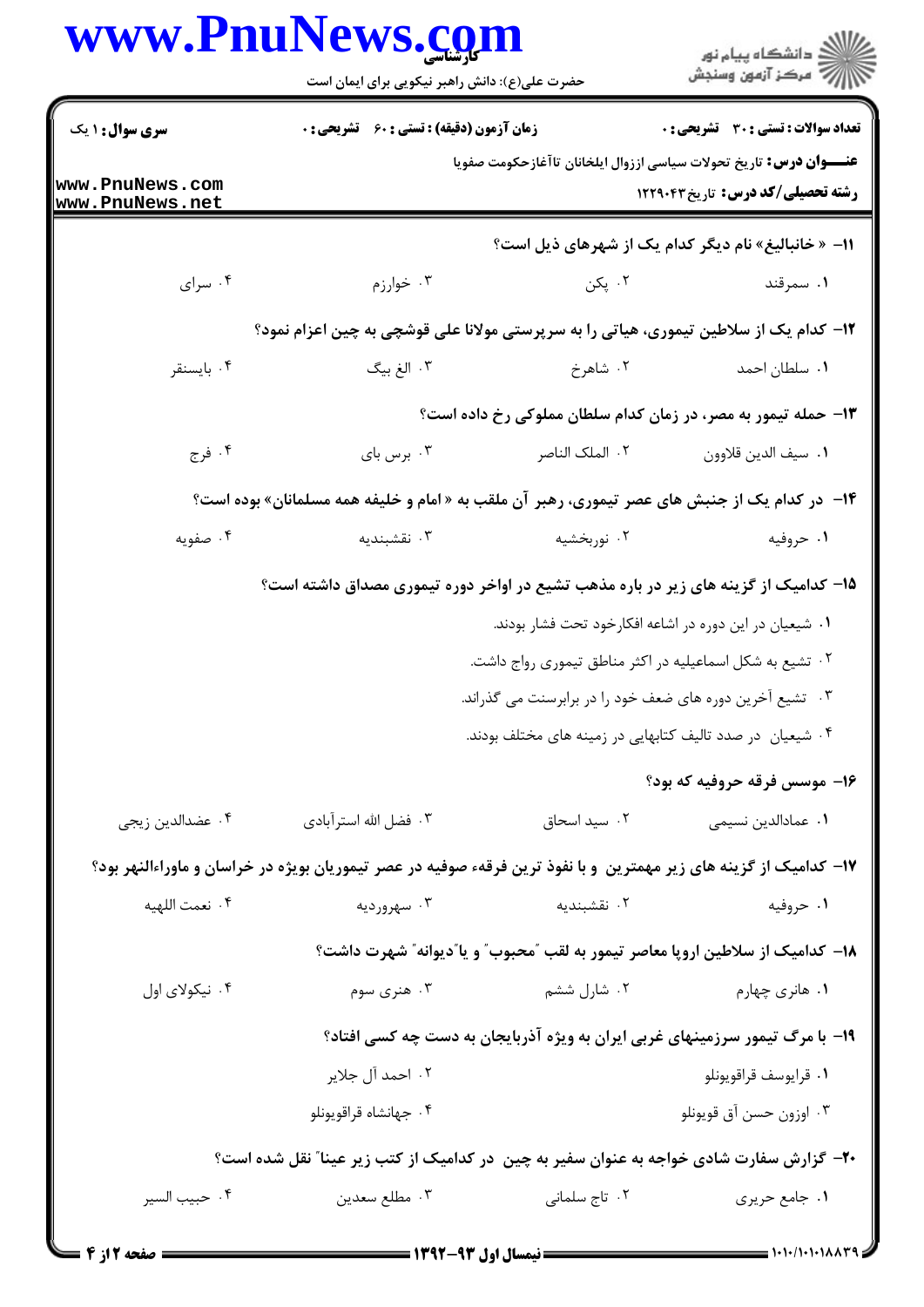۱۱- « خانبالیغ» نام دیگر کدام یک از شهرهای ذیل است؟

۱. سمرقند
۲. پکن
۳. خوارزم
۴. سرای

۱۲- کدام یک از سلاطین تیموری، هیاتی را به سرپرستی مولانا علی قوشچی به چین اعزام نمود؟

۱. سلطان احمد
۲. شاهرخ
۳. الغ بیگ
۴. بایسنقر

۱۳- حمله تیمور به مصر، در زمان کدام سلطان مملوکی رخ داده است؟

۱. سیف الدین قلاوون
۲. الملک الناصر
۳. برس بای
۴. فرج

۱۴- در کدام یک از جنبش های عصر تیموری، رهبر آن ملقب به « امام و خلیفه همه مسلمانان» بوده است؟

۱. حروفیه
۲. نوربخشیه
۳. نقشبندیه
۴. صفویه

۱۵- کدامیک از گزینه های زیر در باره مذهب تشیع در اواخر دوره تیموری مصداق داشته است؟

۱. شیعیان در این دوره در اشاعه افکارخود تحت فشار بودند.
۲. تشیع به شکل اسماعیلیه در اکثر مناطق تیموری رواج داشت.
۳. تشیع آخرین دوره های ضعف خود را در برابرسنت می گذراند.
۴. شیعیان در صدد تالیف کتابهایی در زمینه های مختلف بودند.

۱۶- موسس فرقه حروفیه که بود؟

۱. عمادالدین نسیمی
۲. سید اسحاق
۳. فضل الله استرآبادی
۴. عضدالدین زیجی

۱۷- کدامیک از گزینه های زیر مهمترین و با نفوذ ترین فرقهء صوفیه در عصر تیموریان بویژه در خراسان و ماوراءالنهر بود؟

۱. حروفیه
۲. نقشبندیه
۳. سهروردیه
۴. نعمت اللهیه

۱۸- کدامیک از سلاطین اروپا معاصر تیمور به لقب "محبوب" و یا"دیوانه" شهرت داشت؟

۱. هانری چهارم
۲. شارل ششم
۳. هنری سوم
۴. نیکولای اول

۱۹- با مرگ تیمور سرزمینهای غربی ایران به ویژه آذربایجان به دست چه کسی افتاد؟

۱. قرایوسف قراقویونلو
۲. احمد آل جلایر
۳. اوزون حسن آق قویونلو
۴. جهانشاه قراقویونلو

۲۰- گزارش سفارت شادی خواجه به عنوان سفیر به چین در کدامیک از کتب زیر عینا" نقل شده است؟

۱. جامع حریری
۲. تاج سلمانی
۳. مطلع سعدین
۴. حبیب السیر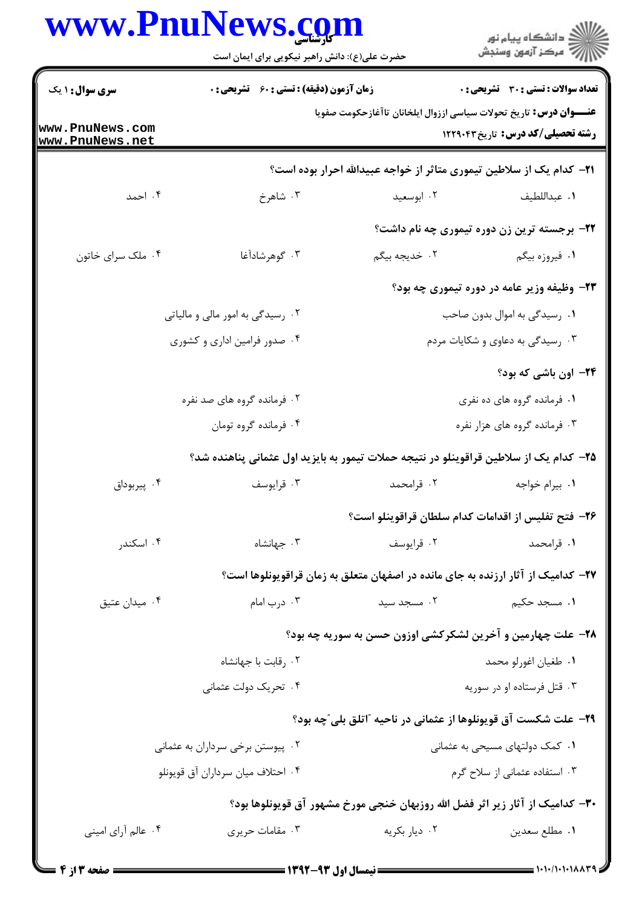**سری سوال:** ۱ یک

**زمان آزمون (دقیقه) : تستی :** ۶۰ **تشریحی :** ۰

**تعداد سوالات : تستی :** ۳۰ **تشریحی :** ۰

**عنـــوان درس:** تاریخ تحولات سیاسی اززوال ایلخانان تاآغازحکومت صفویا

**رشته تحصیلی/کد درس:** تاریخ۱۲۲۹۰۴۳

۲۱- کدام یک از سلاطین تیموری متاثر از خواجه عبیدالله احرار بوده است؟

۱. عبداللطیف
۲. ابوسعید
۳. شاهرخ
۴. احمد

۲۲- برجسته ترین زن دوره تیموری چه نام داشت؟

۱. فیروزه بیگم
۲. خدیجه بیگم
۳. گوهرشادآغا
۴. ملک سرای خاتون

۲۳- وظیفه وزیر عامه در دوره تیموری چه بود؟

۱. رسیدگی به اموال بدون صاحب
۲. رسیدگی به امور مالی و مالیاتی
۳. رسیدگی به دعاوی و شکایات مردم
۴. صدور فرامین اداری و کشوری

۲۴- اون باشی که بود؟

۱. فرمانده گروه های ده نفری
۲. فرمانده گروه های صد نفره
۳. فرمانده گروه های هزار نفره
۴. فرمانده گروه تومان

۲۵- کدام یک از سلاطین قراقوینلو در نتیجه حملات تیمور به بایزید اول عثمانی پناهنده شد؟

۱. بیرام خواجه
۲. قرامحمد
۳. قرایوسف
۴. پیربوداق

۲۶- فتح تفلیس از اقدامات کدام سلطان قراقوینلو است؟

۱. قرامحمد
۲. قرایوسف
۳. جهانشاه
۴. اسکندر

۲۷- کدامیک از آثار ارزنده به جای مانده در اصفهان متعلق به زمان قراقویونلوها است؟

۱. مسجد حکیم
۲. مسجد سید
۳. درب امام
۴. میدان عتیق

۲۸- علت چهارمین و آخرین لشکرکشی اوزون حسن به سوریه چه بود؟

۱. طغیان اغورلو محمد
۲. رقابت با جهانشاه
۳. قتل فرستاده او در سوریه
۴. تحریک دولت عثمانی

۲۹- علت شکست آق قویونلوها از عثمانی در ناحیه "اتلق بلی"چه بود؟

۱. کمک دولتهای مسیحی به عثمانی
۲. پیوستن برخی سرداران به عثمانی
۳. استفاده عثمانی از سلاح گرم
۴. احتلاف میان سرداران آق قویونلو

۳۰- کدامیک از آثار زیر اثر فضل الله روزبهان خنجی مورخ مشهور آق قویونلوها بود؟

۱. مطلع سعدین
۲. دیار بکریه
۳. مقامات حریری
۴. عالم آرای امینی